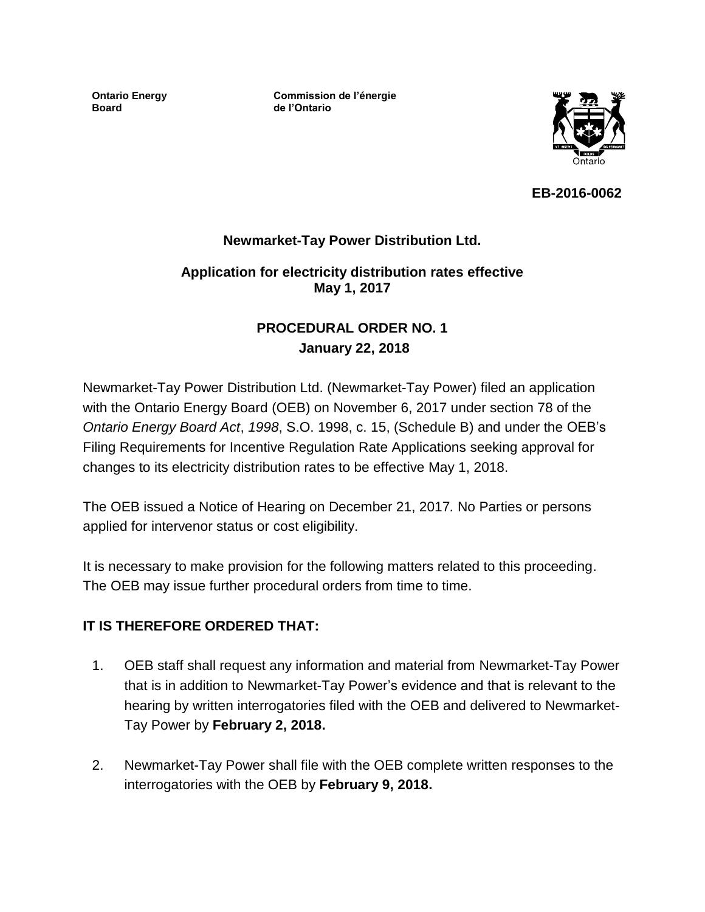**Ontario Energy Board**

**Commission de l'énergie de l'Ontario**

**EB-2016-0062**

## Newmarket-Tay Power Distribution Ltd.

**Application for electricity distribution rates effective May 1, 2017**

## PROCEDURAL ORDER NO. 1

**January 22, 2018**

Newmarket-Tay Power Distribution Ltd. (Newmarket-Tay Power) filed an application with the Ontario Energy Board (OEB) on November 6, 2017 under section 78 of the *Ontario Energy Board Act*, *1998*, S.O. 1998, c. 15, (Schedule B) and under the OEB's Filing Requirements for Incentive Regulation Rate Applications seeking approval for changes to its electricity distribution rates to be effective May 1, 2018.

The OEB issued a Notice of Hearing on December 21, 2017*.* No Parties or persons applied for intervenor status or cost eligibility.

It is necessary to make provision for the following matters related to this proceeding. The OEB may issue further procedural orders from time to time.

**IT IS THEREFORE ORDERED THAT:**

1. OEB staff shall request any information and material from Newmarket-Tay Power that is in addition to Newmarket-Tay Power's evidence and that is relevant to the hearing by written interrogatories filed with the OEB and delivered to Newmarket-Tay Power by **February 2, 2018.**

2. Newmarket-Tay Power shall file with the OEB complete written responses to the interrogatories with the OEB by **February 9, 2018.**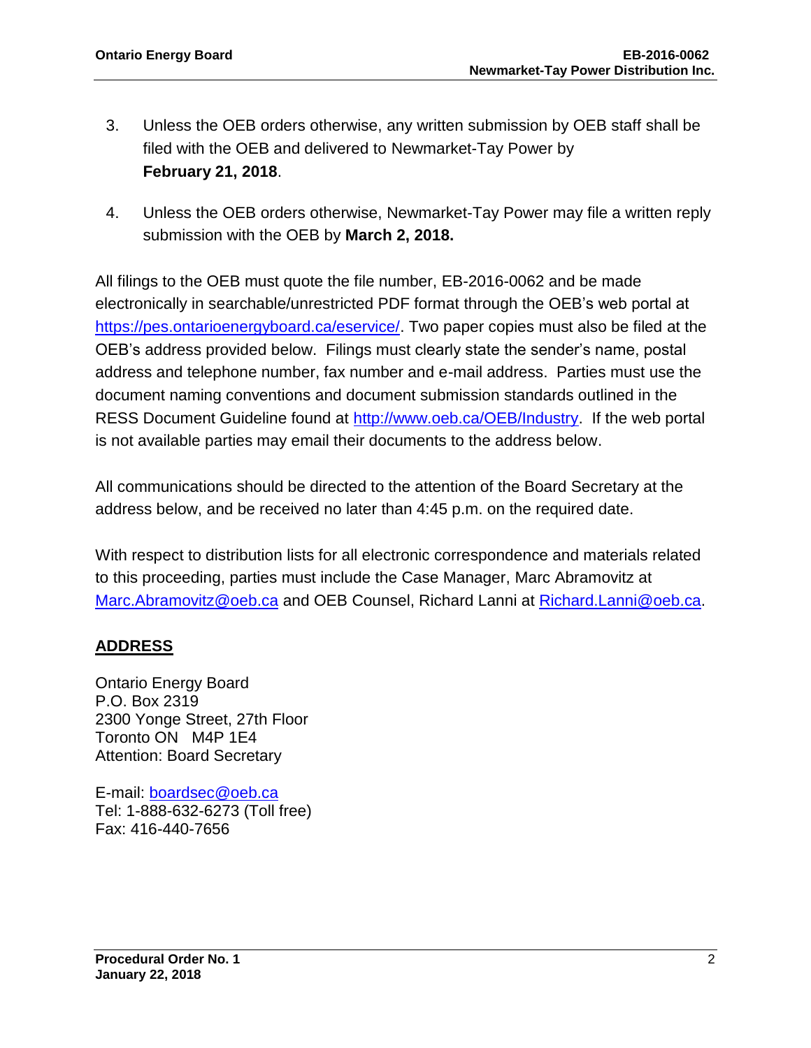3. Unless the OEB orders otherwise, any written submission by OEB staff shall be filed with the OEB and delivered to Newmarket-Tay Power by **February 21, 2018**.

4. Unless the OEB orders otherwise, Newmarket-Tay Power may file a written reply submission with the OEB by **March 2, 2018.**

All filings to the OEB must quote the file number, EB-2016-0062 and be made electronically in searchable/unrestricted PDF format through the OEB's web portal at https://pes.ontarioenergyboard.ca/eservice/. Two paper copies must also be filed at the OEB's address provided below. Filings must clearly state the sender's name, postal address and telephone number, fax number and e-mail address. Parties must use the document naming conventions and document submission standards outlined in the RESS Document Guideline found at http://www.oeb.ca/OEB/Industry. If the web portal is not available parties may email their documents to the address below.

All communications should be directed to the attention of the Board Secretary at the address below, and be received no later than 4:45 p.m. on the required date.

With respect to distribution lists for all electronic correspondence and materials related to this proceeding, parties must include the Case Manager, Marc Abramovitz at Marc.Abramovitz@oeb.ca and OEB Counsel, Richard Lanni at Richard.Lanni@oeb.ca.

## ADDRESS

Ontario Energy Board
P.O. Box 2319
2300 Yonge Street, 27th Floor
Toronto ON M4P 1E4
Attention: Board Secretary

E-mail: boardsec@oeb.ca
Tel: 1-888-632-6273 (Toll free)
Fax: 416-440-7656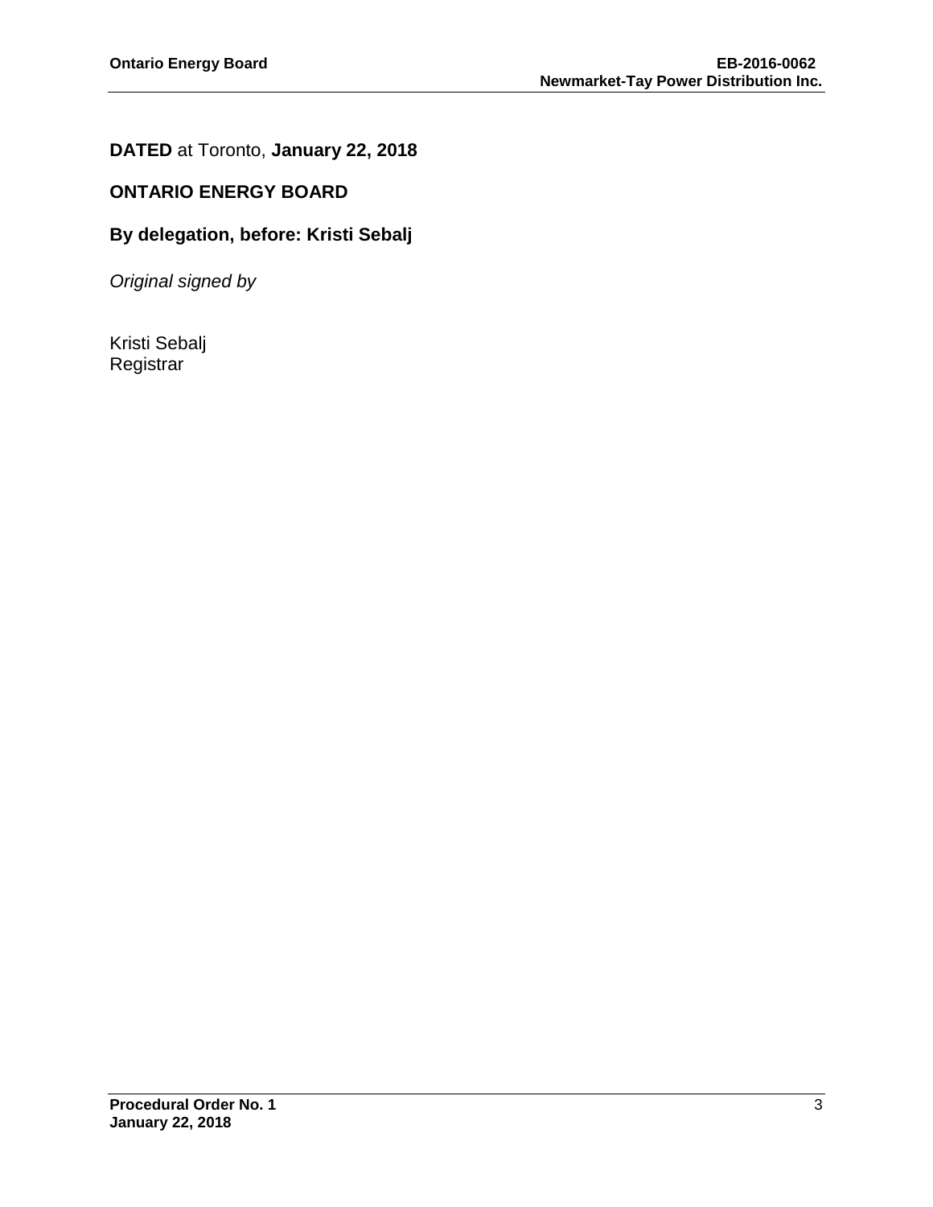**DATED** at Toronto, **January 22, 2018**

**ONTARIO ENERGY BOARD**

**By delegation, before: Kristi Sebalj**

*Original signed by*

Kristi Sebalj
Registrar